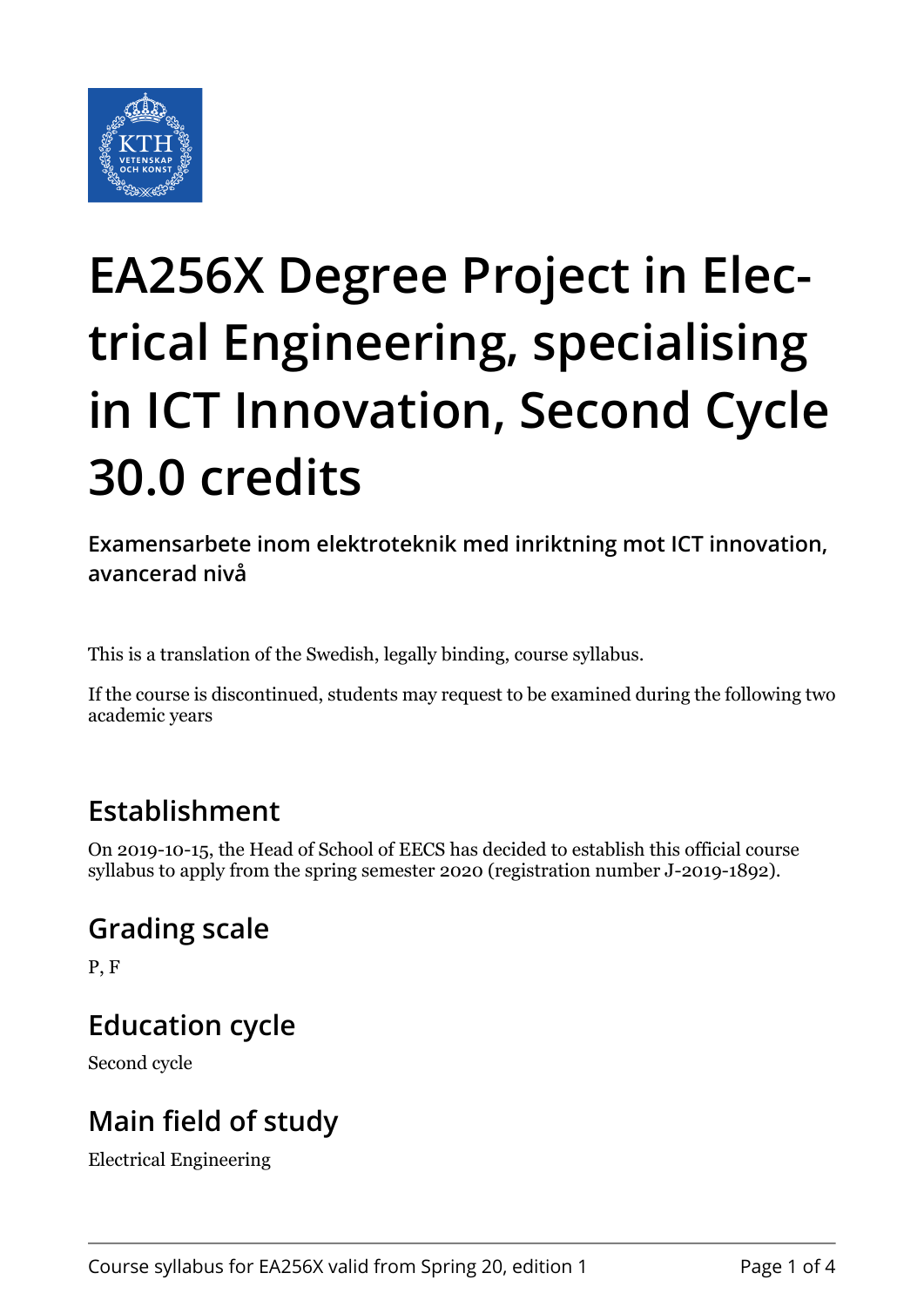# EA256X Degree Project in Electrical Engineering, specialising in ICT Innovation, Second Cycle 30.0 credits

**Examensarbete inom elektroteknik med inriktning mot ICT innovation, avancerad nivå**

This is a translation of the Swedish, legally binding, course syllabus.

If the course is discontinued, students may request to be examined during the following two academic years

## Establishment

On 2019-10-15, the Head of School of EECS has decided to establish this official course syllabus to apply from the spring semester 2020 (registration number J-2019-1892).

## Grading scale

P, F

## Education cycle

Second cycle

## Main field of study

Electrical Engineering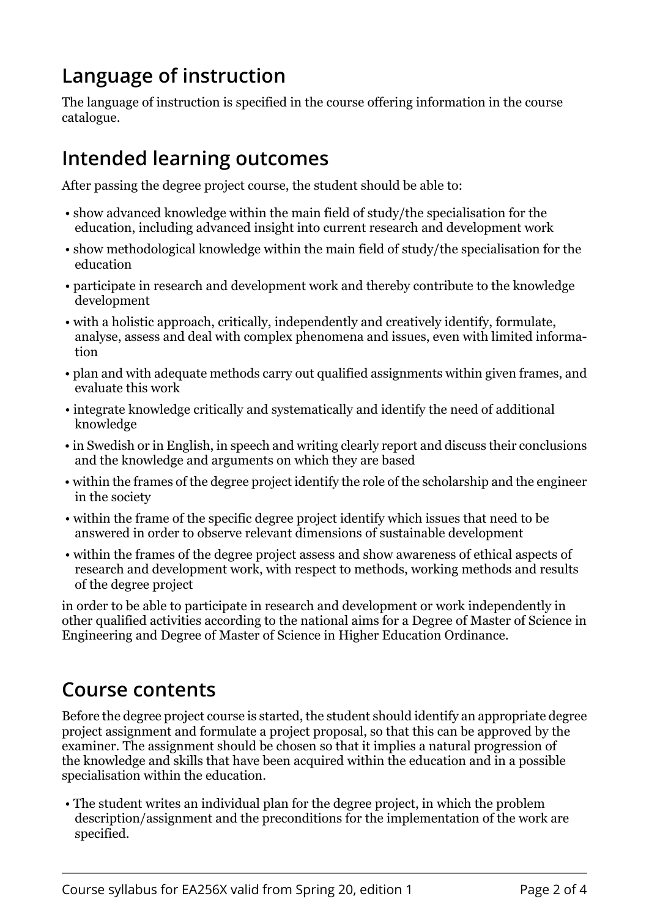## Language of instruction

The language of instruction is specified in the course offering information in the course catalogue.

## Intended learning outcomes

After passing the degree project course, the student should be able to:

- show advanced knowledge within the main field of study/the specialisation for the education, including advanced insight into current research and development work
- show methodological knowledge within the main field of study/the specialisation for the education
- participate in research and development work and thereby contribute to the knowledge development
- with a holistic approach, critically, independently and creatively identify, formulate, analyse, assess and deal with complex phenomena and issues, even with limited information
- plan and with adequate methods carry out qualified assignments within given frames, and evaluate this work
- integrate knowledge critically and systematically and identify the need of additional knowledge
- in Swedish or in English, in speech and writing clearly report and discuss their conclusions and the knowledge and arguments on which they are based
- within the frames of the degree project identify the role of the scholarship and the engineer in the society
- within the frame of the specific degree project identify which issues that need to be answered in order to observe relevant dimensions of sustainable development
- within the frames of the degree project assess and show awareness of ethical aspects of research and development work, with respect to methods, working methods and results of the degree project

in order to be able to participate in research and development or work independently in other qualified activities according to the national aims for a Degree of Master of Science in Engineering and Degree of Master of Science in Higher Education Ordinance.

## Course contents

Before the degree project course is started, the student should identify an appropriate degree project assignment and formulate a project proposal, so that this can be approved by the examiner. The assignment should be chosen so that it implies a natural progression of the knowledge and skills that have been acquired within the education and in a possible specialisation within the education.

- The student writes an individual plan for the degree project, in which the problem description/assignment and the preconditions for the implementation of the work are specified.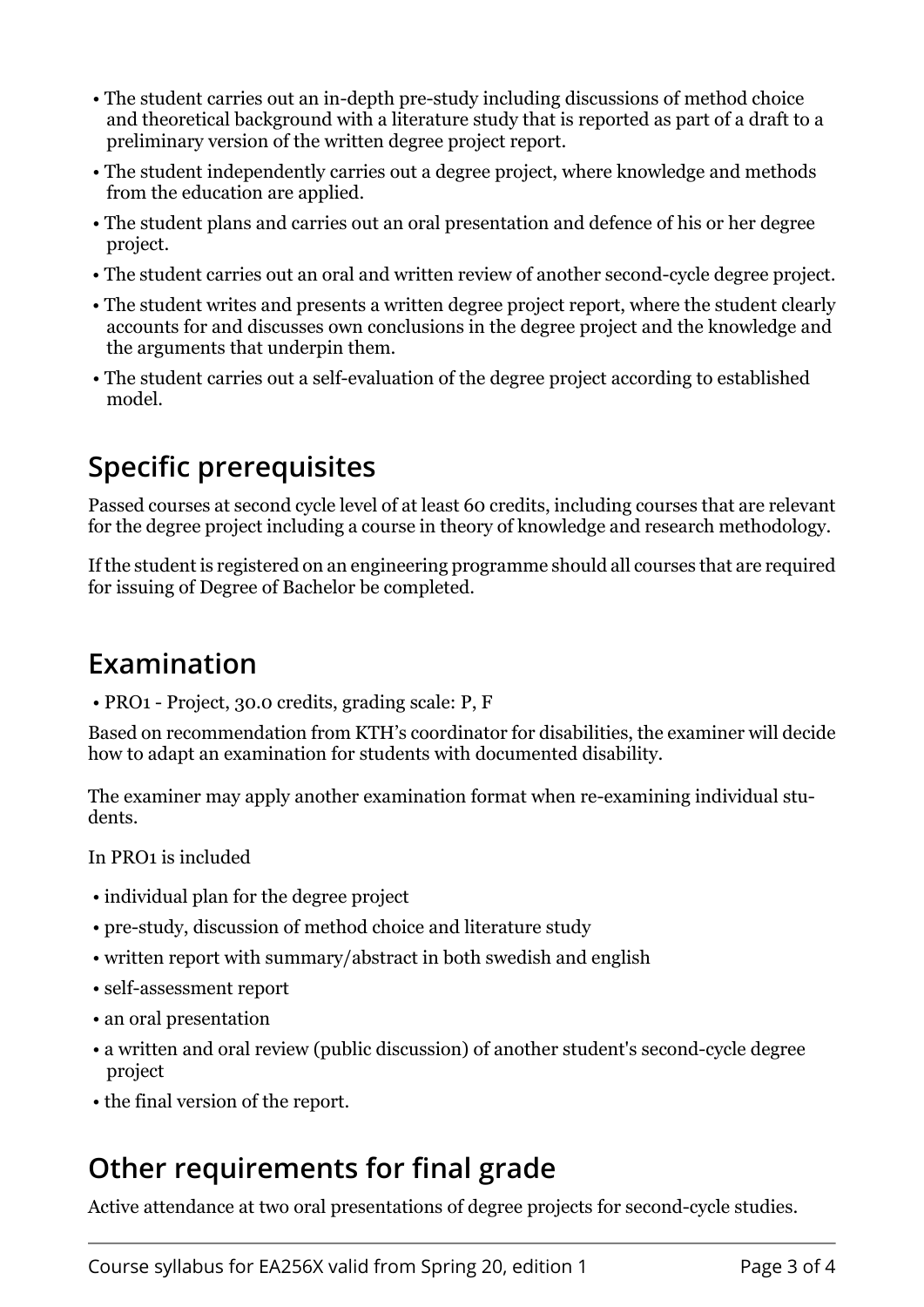- The student carries out an in-depth pre-study including discussions of method choice and theoretical background with a literature study that is reported as part of a draft to a preliminary version of the written degree project report.
- The student independently carries out a degree project, where knowledge and methods from the education are applied.
- The student plans and carries out an oral presentation and defence of his or her degree project.
- The student carries out an oral and written review of another second-cycle degree project.
- The student writes and presents a written degree project report, where the student clearly accounts for and discusses own conclusions in the degree project and the knowledge and the arguments that underpin them.
- The student carries out a self-evaluation of the degree project according to established model.

## Specific prerequisites

Passed courses at second cycle level of at least 60 credits, including courses that are relevant for the degree project including a course in theory of knowledge and research methodology.

If the student is registered on an engineering programme should all courses that are required for issuing of Degree of Bachelor be completed.

## Examination

- PRO1 - Project, 30.0 credits, grading scale: P, F

Based on recommendation from KTH's coordinator for disabilities, the examiner will decide how to adapt an examination for students with documented disability.

The examiner may apply another examination format when re-examining individual students.

In PRO1 is included

- individual plan for the degree project
- pre-study, discussion of method choice and literature study
- written report with summary/abstract in both swedish and english
- self-assessment report
- an oral presentation
- a written and oral review (public discussion) of another student's second-cycle degree project
- the final version of the report.

## Other requirements for final grade

Active attendance at two oral presentations of degree projects for second-cycle studies.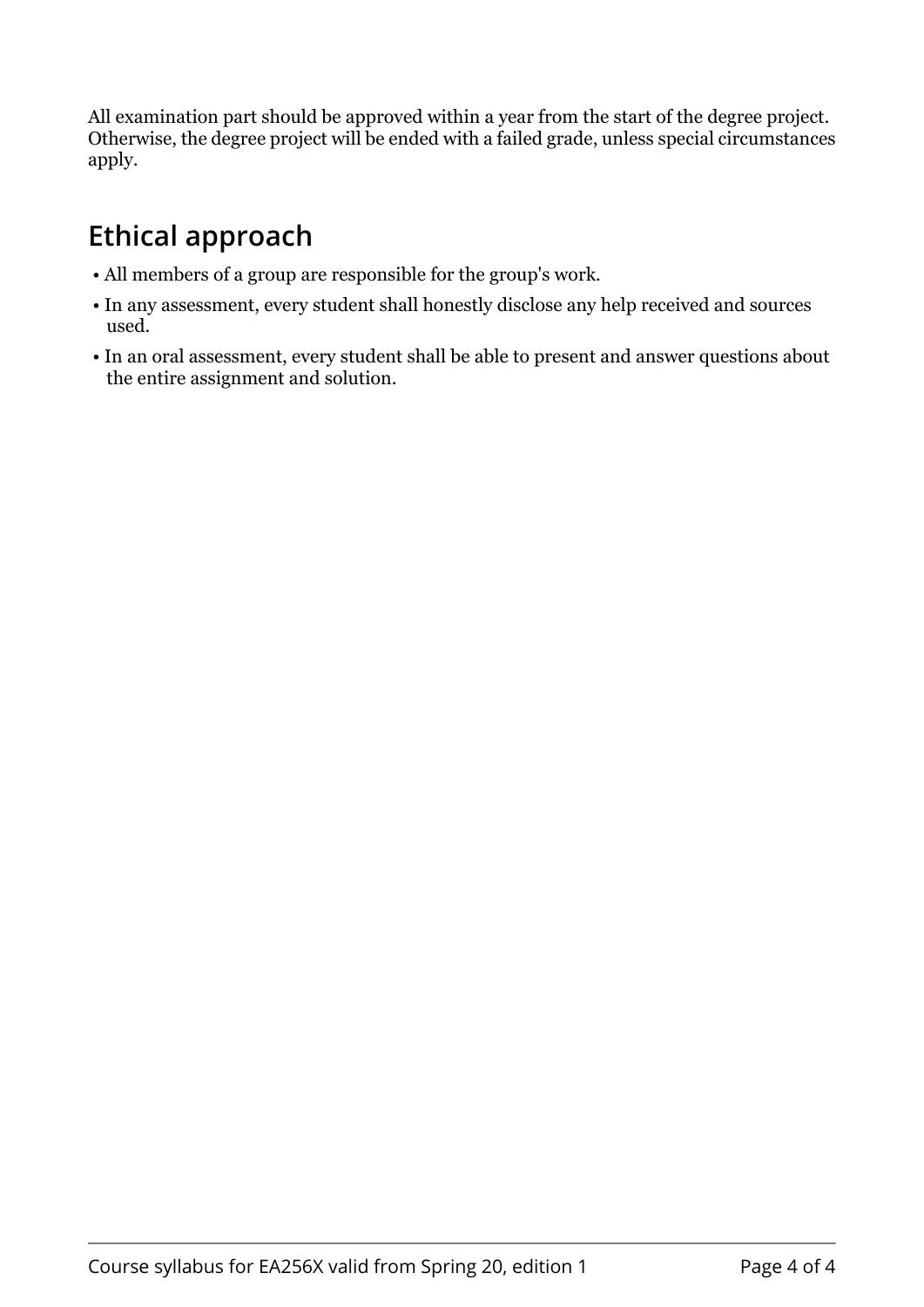All examination part should be approved within a year from the start of the degree project. Otherwise, the degree project will be ended with a failed grade, unless special circumstances apply.

## Ethical approach

- All members of a group are responsible for the group's work.
- In any assessment, every student shall honestly disclose any help received and sources used.
- In an oral assessment, every student shall be able to present and answer questions about the entire assignment and solution.